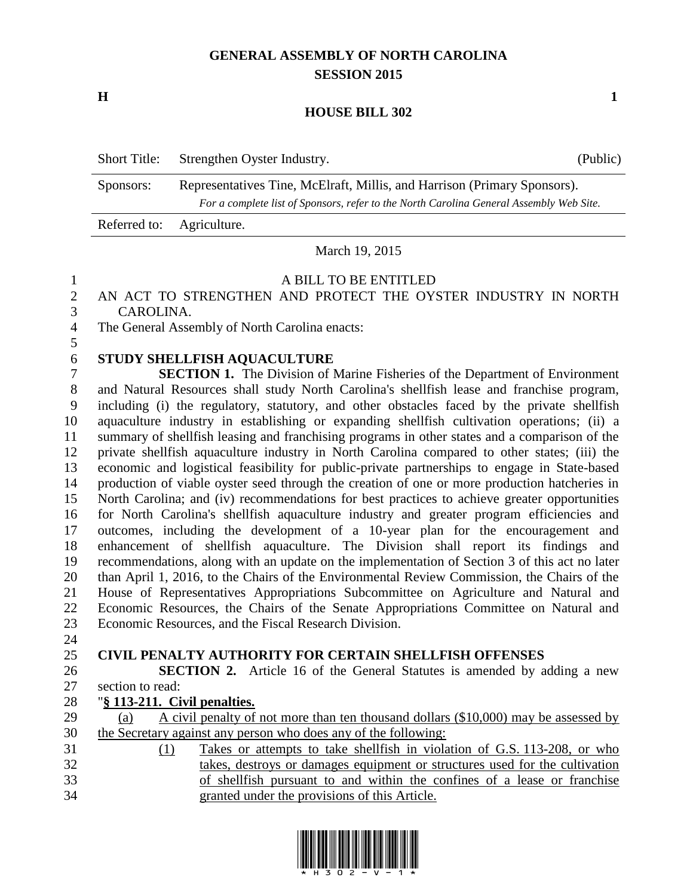# GENERAL ASSEMBLY OF NORTH CAROLINA
## SESSION 2015

**H** **1**

## HOUSE BILL 302

| Short Title: | Strengthen Oyster Industry. | (Public) |
|---|---|---|
| Sponsors: | Representatives Tine, McElraft, Millis, and Harrison (Primary Sponsors). *For a complete list of Sponsors, refer to the North Carolina General Assembly Web Site.* | |
| Referred to: | Agriculture. | |

March 19, 2015

A BILL TO BE ENTITLED

AN ACT TO STRENGTHEN AND PROTECT THE OYSTER INDUSTRY IN NORTH CAROLINA.

The General Assembly of North Carolina enacts:

**STUDY SHELLFISH AQUACULTURE**

**SECTION 1.** The Division of Marine Fisheries of the Department of Environment and Natural Resources shall study North Carolina's shellfish lease and franchise program, including (i) the regulatory, statutory, and other obstacles faced by the private shellfish aquaculture industry in establishing or expanding shellfish cultivation operations; (ii) a summary of shellfish leasing and franchising programs in other states and a comparison of the private shellfish aquaculture industry in North Carolina compared to other states; (iii) the economic and logistical feasibility for public-private partnerships to engage in State-based production of viable oyster seed through the creation of one or more production hatcheries in North Carolina; and (iv) recommendations for best practices to achieve greater opportunities for North Carolina's shellfish aquaculture industry and greater program efficiencies and outcomes, including the development of a 10-year plan for the encouragement and enhancement of shellfish aquaculture. The Division shall report its findings and recommendations, along with an update on the implementation of Section 3 of this act no later than April 1, 2016, to the Chairs of the Environmental Review Commission, the Chairs of the House of Representatives Appropriations Subcommittee on Agriculture and Natural and Economic Resources, the Chairs of the Senate Appropriations Committee on Natural and Economic Resources, and the Fiscal Research Division.

**CIVIL PENALTY AUTHORITY FOR CERTAIN SHELLFISH OFFENSES**

**SECTION 2.** Article 16 of the General Statutes is amended by adding a new section to read:

"**§ 113-211. Civil penalties.**

(a) A civil penalty of not more than ten thousand dollars ($10,000) may be assessed by the Secretary against any person who does any of the following:

(1) Takes or attempts to take shellfish in violation of G.S. 113-208, or who takes, destroys or damages equipment or structures used for the cultivation of shellfish pursuant to and within the confines of a lease or franchise granted under the provisions of this Article.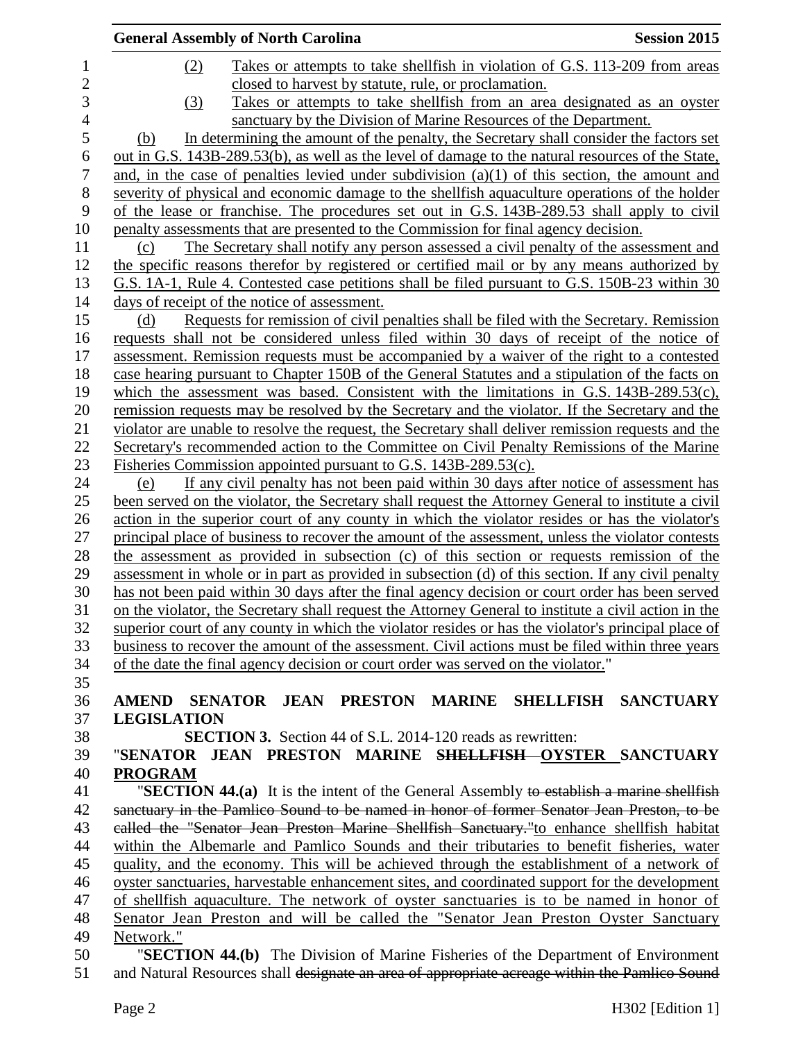(2) Takes or attempts to take shellfish in violation of G.S. 113-209 from areas closed to harvest by statute, rule, or proclamation.

(3) Takes or attempts to take shellfish from an area designated as an oyster sanctuary by the Division of Marine Resources of the Department.

(b) In determining the amount of the penalty, the Secretary shall consider the factors set out in G.S. 143B-289.53(b), as well as the level of damage to the natural resources of the State, and, in the case of penalties levied under subdivision (a)(1) of this section, the amount and severity of physical and economic damage to the shellfish aquaculture operations of the holder of the lease or franchise. The procedures set out in G.S. 143B-289.53 shall apply to civil penalty assessments that are presented to the Commission for final agency decision.

(c) The Secretary shall notify any person assessed a civil penalty of the assessment and the specific reasons therefor by registered or certified mail or by any means authorized by G.S. 1A-1, Rule 4. Contested case petitions shall be filed pursuant to G.S. 150B-23 within 30 days of receipt of the notice of assessment.

(d) Requests for remission of civil penalties shall be filed with the Secretary. Remission requests shall not be considered unless filed within 30 days of receipt of the notice of assessment. Remission requests must be accompanied by a waiver of the right to a contested case hearing pursuant to Chapter 150B of the General Statutes and a stipulation of the facts on which the assessment was based. Consistent with the limitations in G.S. 143B-289.53(c), remission requests may be resolved by the Secretary and the violator. If the Secretary and the violator are unable to resolve the request, the Secretary shall deliver remission requests and the Secretary's recommended action to the Committee on Civil Penalty Remissions of the Marine Fisheries Commission appointed pursuant to G.S. 143B-289.53(c).

(e) If any civil penalty has not been paid within 30 days after notice of assessment has been served on the violator, the Secretary shall request the Attorney General to institute a civil action in the superior court of any county in which the violator resides or has the violator's principal place of business to recover the amount of the assessment, unless the violator contests the assessment as provided in subsection (c) of this section or requests remission of the assessment in whole or in part as provided in subsection (d) of this section. If any civil penalty has not been paid within 30 days after the final agency decision or court order has been served on the violator, the Secretary shall request the Attorney General to institute a civil action in the superior court of any county in which the violator resides or has the violator's principal place of business to recover the amount of the assessment. Civil actions must be filed within three years of the date the final agency decision or court order was served on the violator."

**AMEND SENATOR JEAN PRESTON MARINE SHELLFISH SANCTUARY LEGISLATION**

**SECTION 3.** Section 44 of S.L. 2014-120 reads as rewritten:

"**SENATOR JEAN PRESTON MARINE ~~SHELLFISH~~ OYSTER SANCTUARY PROGRAM**

"**SECTION 44.(a)** It is the intent of the General Assembly ~~to establish a marine shellfish sanctuary in the Pamlico Sound to be named in honor of former Senator Jean Preston, to be called the "Senator Jean Preston Marine Shellfish Sanctuary."~~to enhance shellfish habitat within the Albemarle and Pamlico Sounds and their tributaries to benefit fisheries, water quality, and the economy. This will be achieved through the establishment of a network of oyster sanctuaries, harvestable enhancement sites, and coordinated support for the development of shellfish aquaculture. The network of oyster sanctuaries is to be named in honor of Senator Jean Preston and will be called the "Senator Jean Preston Oyster Sanctuary Network."

"**SECTION 44.(b)** The Division of Marine Fisheries of the Department of Environment and Natural Resources shall ~~designate an area of appropriate acreage within the Pamlico Sound~~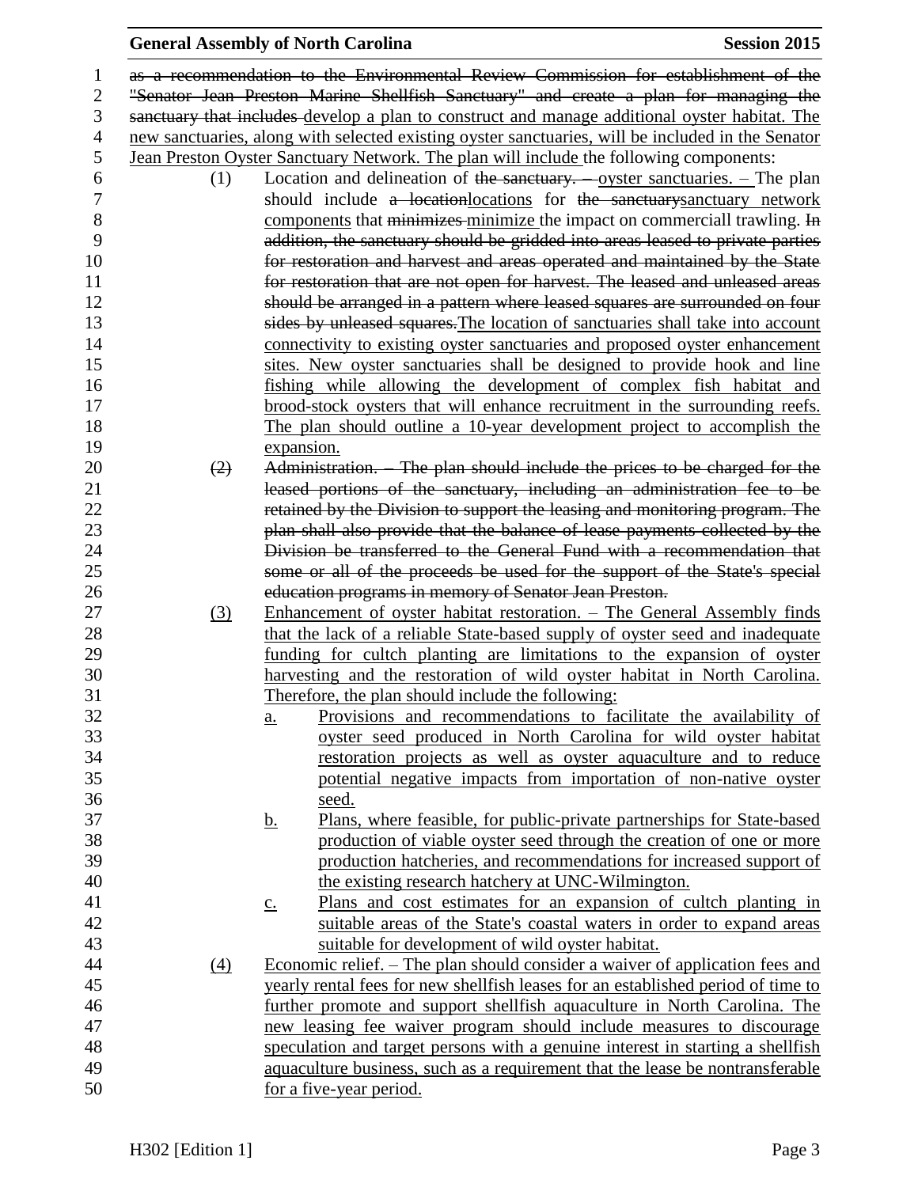~~as a recommendation to the Environmental Review Commission for establishment of the "Senator Jean Preston Marine Shellfish Sanctuary" and create a plan for managing the sanctuary that includes~~ develop a plan to construct and manage additional oyster habitat. The new sanctuaries, along with selected existing oyster sanctuaries, will be included in the Senator Jean Preston Oyster Sanctuary Network. The plan will include the following components:

(1) Location and delineation of ~~the sanctuary. –~~ oyster sanctuaries. – The plan should include ~~a location~~locations for ~~the sanctuary~~sanctuary network components that ~~minimizes~~ minimize the impact on commerciall trawling. ~~In addition, the sanctuary should be gridded into areas leased to private parties for restoration and harvest and areas operated and maintained by the State for restoration that are not open for harvest. The leased and unleased areas should be arranged in a pattern where leased squares are surrounded on four sides by unleased squares.~~The location of sanctuaries shall take into account connectivity to existing oyster sanctuaries and proposed oyster enhancement sites. New oyster sanctuaries shall be designed to provide hook and line fishing while allowing the development of complex fish habitat and brood-stock oysters that will enhance recruitment in the surrounding reefs. The plan should outline a 10-year development project to accomplish the expansion.

~~(2) Administration. – The plan should include the prices to be charged for the leased portions of the sanctuary, including an administration fee to be retained by the Division to support the leasing and monitoring program. The plan shall also provide that the balance of lease payments collected by the Division be transferred to the General Fund with a recommendation that some or all of the proceeds be used for the support of the State's special education programs in memory of Senator Jean Preston.~~

(3) Enhancement of oyster habitat restoration. – The General Assembly finds that the lack of a reliable State-based supply of oyster seed and inadequate funding for cultch planting are limitations to the expansion of oyster harvesting and the restoration of wild oyster habitat in North Carolina. Therefore, the plan should include the following:

a. Provisions and recommendations to facilitate the availability of oyster seed produced in North Carolina for wild oyster habitat restoration projects as well as oyster aquaculture and to reduce potential negative impacts from importation of non-native oyster seed.

b. Plans, where feasible, for public-private partnerships for State-based production of viable oyster seed through the creation of one or more production hatcheries, and recommendations for increased support of the existing research hatchery at UNC-Wilmington.

c. Plans and cost estimates for an expansion of cultch planting in suitable areas of the State's coastal waters in order to expand areas suitable for development of wild oyster habitat.

(4) Economic relief. – The plan should consider a waiver of application fees and yearly rental fees for new shellfish leases for an established period of time to further promote and support shellfish aquaculture in North Carolina. The new leasing fee waiver program should include measures to discourage speculation and target persons with a genuine interest in starting a shellfish aquaculture business, such as a requirement that the lease be nontransferable for a five-year period.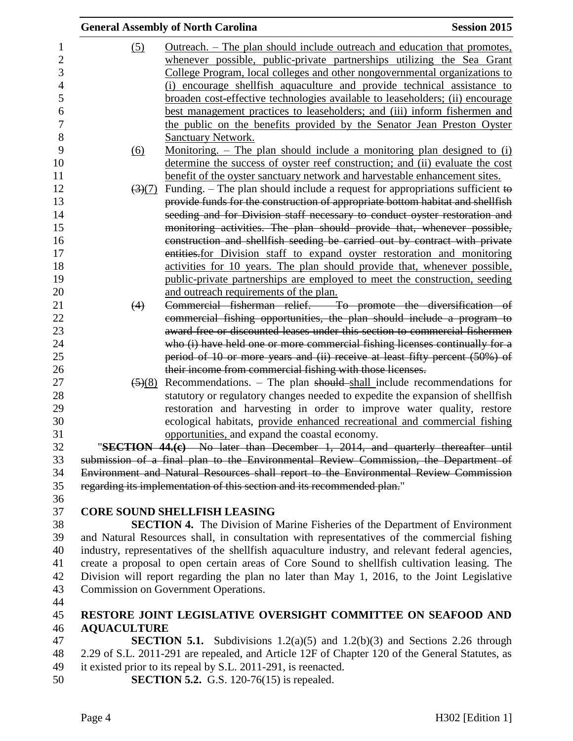(5) Outreach. – The plan should include outreach and education that promotes, whenever possible, public-private partnerships utilizing the Sea Grant College Program, local colleges and other nongovernmental organizations to (i) encourage shellfish aquaculture and provide technical assistance to broaden cost-effective technologies available to leaseholders; (ii) encourage best management practices to leaseholders; and (iii) inform fishermen and the public on the benefits provided by the Senator Jean Preston Oyster Sanctuary Network.

(6) Monitoring. – The plan should include a monitoring plan designed to (i) determine the success of oyster reef construction; and (ii) evaluate the cost benefit of the oyster sanctuary network and harvestable enhancement sites.

~~(3)~~(7) Funding. – The plan should include a request for appropriations sufficient ~~to provide funds for the construction of appropriate bottom habitat and shellfish seeding and for Division staff necessary to conduct oyster restoration and monitoring activities. The plan should provide that, whenever possible, construction and shellfish seeding be carried out by contract with private entities.~~for Division staff to expand oyster restoration and monitoring activities for 10 years. The plan should provide that, whenever possible, public-private partnerships are employed to meet the construction, seeding and outreach requirements of the plan.

~~(4) Commercial fisherman relief. – To promote the diversification of commercial fishing opportunities, the plan should include a program to award free or discounted leases under this section to commercial fishermen who (i) have held one or more commercial fishing licenses continually for a period of 10 or more years and (ii) receive at least fifty percent (50%) of their income from commercial fishing with those licenses.~~

~~(5)~~(8) Recommendations. – The plan ~~should~~ shall include recommendations for statutory or regulatory changes needed to expedite the expansion of shellfish restoration and harvesting in order to improve water quality, restore ecological habitats, provide enhanced recreational and commercial fishing opportunities, and expand the coastal economy.

"~~**SECTION 44.(c)** No later than December 1, 2014, and quarterly thereafter until submission of a final plan to the Environmental Review Commission, the Department of Environment and Natural Resources shall report to the Environmental Review Commission regarding its implementation of this section and its recommended plan.~~"

**CORE SOUND SHELLFISH LEASING**

**SECTION 4.** The Division of Marine Fisheries of the Department of Environment and Natural Resources shall, in consultation with representatives of the commercial fishing industry, representatives of the shellfish aquaculture industry, and relevant federal agencies, create a proposal to open certain areas of Core Sound to shellfish cultivation leasing. The Division will report regarding the plan no later than May 1, 2016, to the Joint Legislative Commission on Government Operations.

**RESTORE JOINT LEGISLATIVE OVERSIGHT COMMITTEE ON SEAFOOD AND AQUACULTURE**

**SECTION 5.1.** Subdivisions 1.2(a)(5) and 1.2(b)(3) and Sections 2.26 through 2.29 of S.L. 2011-291 are repealed, and Article 12F of Chapter 120 of the General Statutes, as it existed prior to its repeal by S.L. 2011-291, is reenacted.

**SECTION 5.2.** G.S. 120-76(15) is repealed.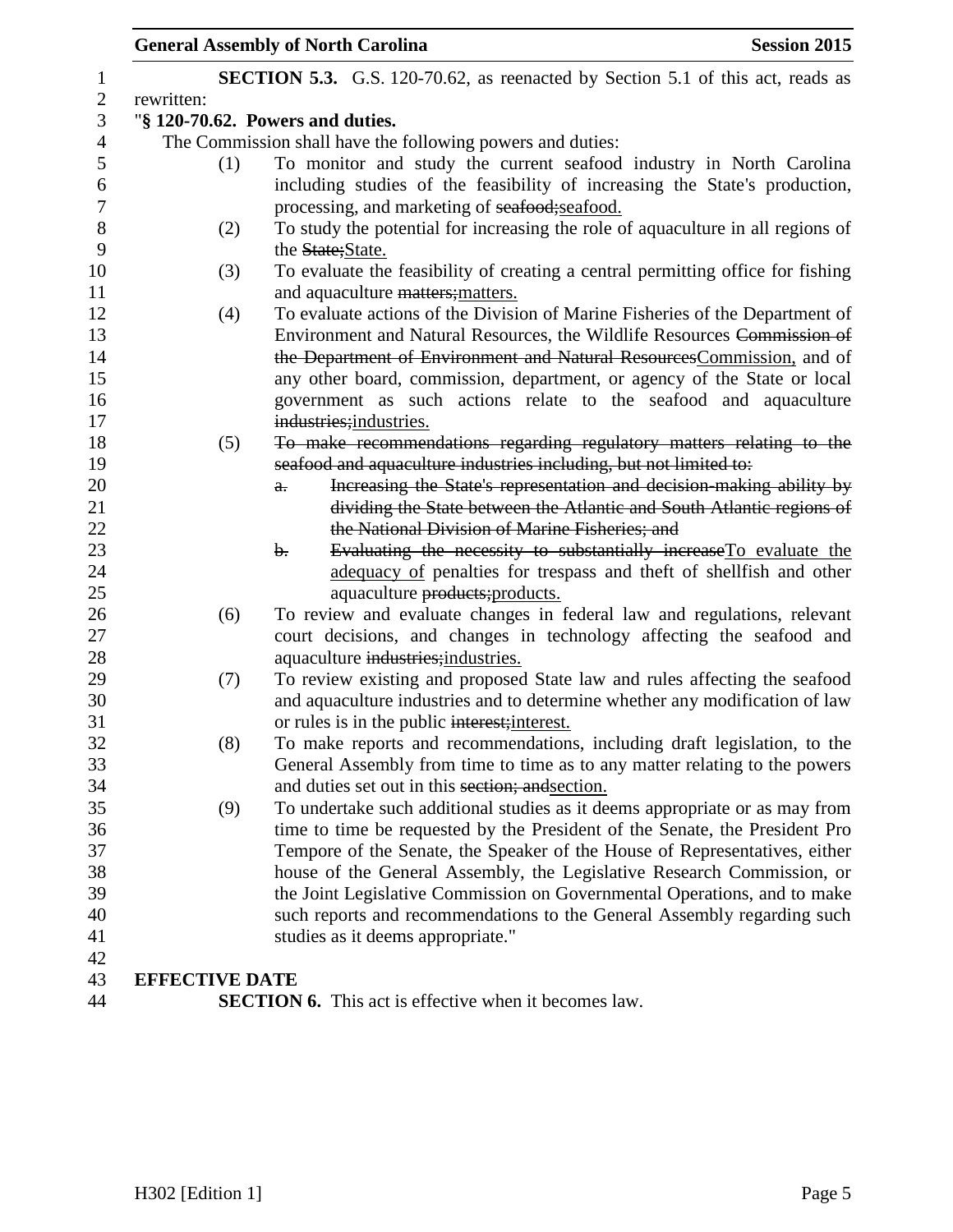**SECTION 5.3.** G.S. 120-70.62, as reenacted by Section 5.1 of this act, reads as rewritten:

"**§ 120-70.62. Powers and duties.**

The Commission shall have the following powers and duties:

(1) To monitor and study the current seafood industry in North Carolina including studies of the feasibility of increasing the State's production, processing, and marketing of ~~seafood;~~seafood.

(2) To study the potential for increasing the role of aquaculture in all regions of the ~~State;~~State.

(3) To evaluate the feasibility of creating a central permitting office for fishing and aquaculture ~~matters;~~matters.

(4) To evaluate actions of the Division of Marine Fisheries of the Department of Environment and Natural Resources, the Wildlife Resources ~~Commission of the Department of Environment and Natural Resources~~Commission, and of any other board, commission, department, or agency of the State or local government as such actions relate to the seafood and aquaculture ~~industries;~~industries.

(5) ~~To make recommendations regarding regulatory matters relating to the seafood and aquaculture industries including, but not limited to:~~

a. ~~Increasing the State's representation and decision-making ability by dividing the State between the Atlantic and South Atlantic regions of the National Division of Marine Fisheries; and~~

b. ~~Evaluating the necessity to substantially increase~~To evaluate the adequacy of penalties for trespass and theft of shellfish and other aquaculture ~~products;~~products.

(6) To review and evaluate changes in federal law and regulations, relevant court decisions, and changes in technology affecting the seafood and aquaculture ~~industries;~~industries.

(7) To review existing and proposed State law and rules affecting the seafood and aquaculture industries and to determine whether any modification of law or rules is in the public ~~interest;~~interest.

(8) To make reports and recommendations, including draft legislation, to the General Assembly from time to time as to any matter relating to the powers and duties set out in this ~~section; and~~section.

(9) To undertake such additional studies as it deems appropriate or as may from time to time be requested by the President of the Senate, the President Pro Tempore of the Senate, the Speaker of the House of Representatives, either house of the General Assembly, the Legislative Research Commission, or the Joint Legislative Commission on Governmental Operations, and to make such reports and recommendations to the General Assembly regarding such studies as it deems appropriate."

**EFFECTIVE DATE**

**SECTION 6.** This act is effective when it becomes law.